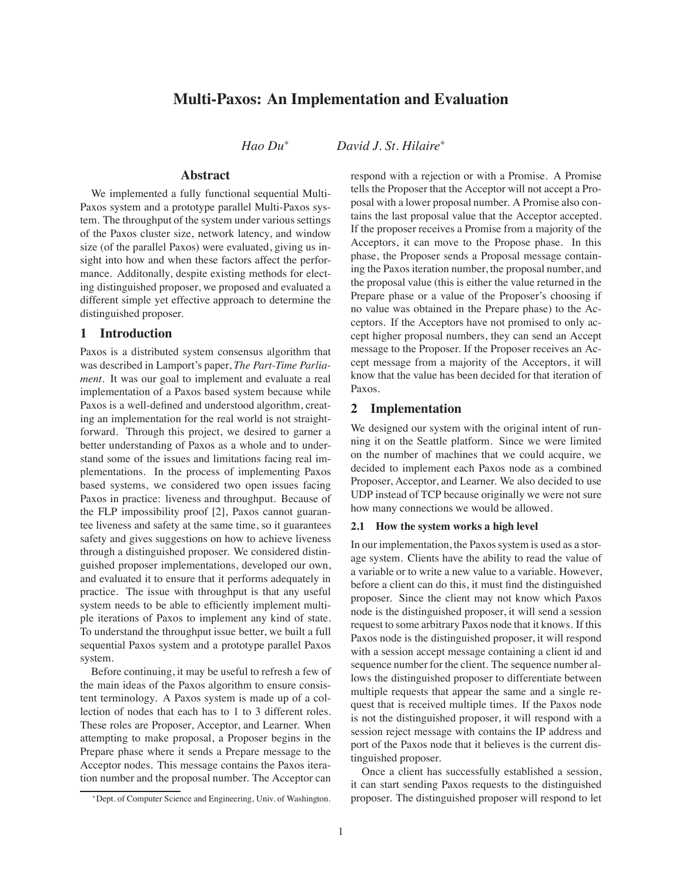# Multi-Paxos: An Implementation and Evaluation

*Hao Du*[*] *David J. St. Hilaire*[*]

## Abstract

We implemented a fully functional sequential Multi-Paxos system and a prototype parallel Multi-Paxos system. The throughput of the system under various settings of the Paxos cluster size, network latency, and window size (of the parallel Paxos) were evaluated, giving us insight into how and when these factors affect the performance. Additonally, despite existing methods for electing distinguished proposer, we proposed and evaluated a different simple yet effective approach to determine the distinguished proposer.

## 1 Introduction

Paxos is a distributed system consensus algorithm that was described in Lamport's paper, *The Part-Time Parliament*. It was our goal to implement and evaluate a real implementation of a Paxos based system because while Paxos is a well-defined and understood algorithm, creating an implementation for the real world is not straightforward. Through this project, we desired to garner a better understanding of Paxos as a whole and to understand some of the issues and limitations facing real implementations. In the process of implementing Paxos based systems, we considered two open issues facing Paxos in practice: liveness and throughput. Because of the FLP impossibility proof [2], Paxos cannot guarantee liveness and safety at the same time, so it guarantees safety and gives suggestions on how to achieve liveness through a distinguished proposer. We considered distinguished proposer implementations, developed our own, and evaluated it to ensure that it performs adequately in practice. The issue with throughput is that any useful system needs to be able to efficiently implement multiple iterations of Paxos to implement any kind of state. To understand the throughput issue better, we built a full sequential Paxos system and a prototype parallel Paxos system.

Before continuing, it may be useful to refresh a few of the main ideas of the Paxos algorithm to ensure consistent terminology. A Paxos system is made up of a collection of nodes that each has to 1 to 3 different roles. These roles are Proposer, Acceptor, and Learner. When attempting to make proposal, a Proposer begins in the Prepare phase where it sends a Prepare message to the Acceptor nodes. This message contains the Paxos iteration number and the proposal number. The Acceptor can respond with a rejection or with a Promise. A Promise tells the Proposer that the Acceptor will not accept a Proposal with a lower proposal number. A Promise also contains the last proposal value that the Acceptor accepted. If the proposer receives a Promise from a majority of the Acceptors, it can move to the Propose phase. In this phase, the Proposer sends a Proposal message containing the Paxos iteration number, the proposal number, and the proposal value (this is either the value returned in the Prepare phase or a value of the Proposer's choosing if no value was obtained in the Prepare phase) to the Acceptors. If the Acceptors have not promised to only accept higher proposal numbers, they can send an Accept message to the Proposer. If the Proposer receives an Accept message from a majority of the Acceptors, it will know that the value has been decided for that iteration of Paxos.

[*] Dept. of Computer Science and Engineering, Univ. of Washington.

## 2 Implementation

We designed our system with the original intent of running it on the Seattle platform. Since we were limited on the number of machines that we could acquire, we decided to implement each Paxos node as a combined Proposer, Acceptor, and Learner. We also decided to use UDP instead of TCP because originally we were not sure how many connections we would be allowed.

### 2.1 How the system works a high level

In our implementation, the Paxos system is used as a storage system. Clients have the ability to read the value of a variable or to write a new value to a variable. However, before a client can do this, it must find the distinguished proposer. Since the client may not know which Paxos node is the distinguished proposer, it will send a session request to some arbitrary Paxos node that it knows. If this Paxos node is the distinguished proposer, it will respond with a session accept message containing a client id and sequence number for the client. The sequence number allows the distinguished proposer to differentiate between multiple requests that appear the same and a single request that is received multiple times. If the Paxos node is not the distinguished proposer, it will respond with a session reject message with contains the IP address and port of the Paxos node that it believes is the current distinguished proposer.

Once a client has successfully established a session, it can start sending Paxos requests to the distinguished proposer. The distinguished proposer will respond to let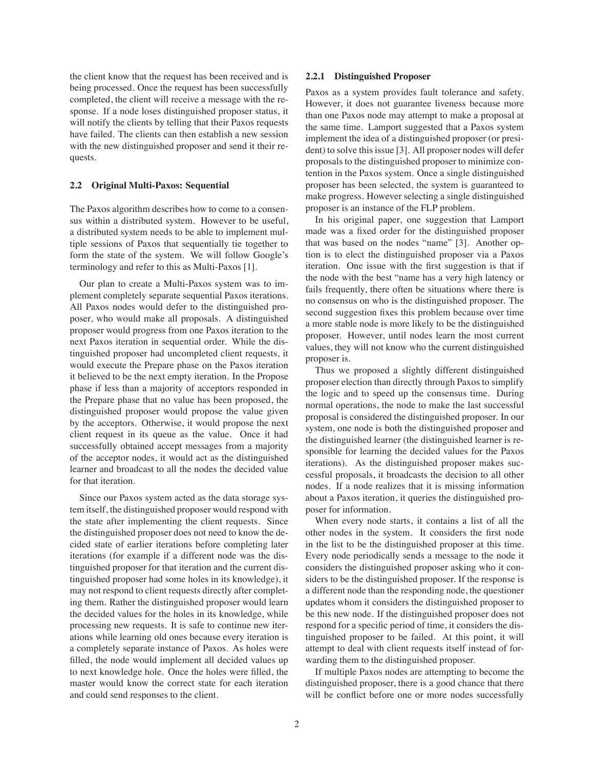the client know that the request has been received and is being processed. Once the request has been successfully completed, the client will receive a message with the response. If a node loses distinguished proposer status, it will notify the clients by telling that their Paxos requests have failed. The clients can then establish a new session with the new distinguished proposer and send it their requests.

## 2.2 Original Multi-Paxos: Sequential

The Paxos algorithm describes how to come to a consensus within a distributed system. However to be useful, a distributed system needs to be able to implement multiple sessions of Paxos that sequentially tie together to form the state of the system. We will follow Google's terminology and refer to this as Multi-Paxos [1].

Our plan to create a Multi-Paxos system was to implement completely separate sequential Paxos iterations. All Paxos nodes would defer to the distinguished proposer, who would make all proposals. A distinguished proposer would progress from one Paxos iteration to the next Paxos iteration in sequential order. While the distinguished proposer had uncompleted client requests, it would execute the Prepare phase on the Paxos iteration it believed to be the next empty iteration. In the Propose phase if less than a majority of acceptors responded in the Prepare phase that no value has been proposed, the distinguished proposer would propose the value given by the acceptors. Otherwise, it would propose the next client request in its queue as the value. Once it had successfully obtained accept messages from a majority of the acceptor nodes, it would act as the distinguished learner and broadcast to all the nodes the decided value for that iteration.

Since our Paxos system acted as the data storage system itself, the distinguished proposer would respond with the state after implementing the client requests. Since the distinguished proposer does not need to know the decided state of earlier iterations before completing later iterations (for example if a different node was the distinguished proposer for that iteration and the current distinguished proposer had some holes in its knowledge), it may not respond to client requests directly after completing them. Rather the distinguished proposer would learn the decided values for the holes in its knowledge, while processing new requests. It is safe to continue new iterations while learning old ones because every iteration is a completely separate instance of Paxos. As holes were filled, the node would implement all decided values up to next knowledge hole. Once the holes were filled, the master would know the correct state for each iteration and could send responses to the client.

### 2.2.1 Distinguished Proposer

Paxos as a system provides fault tolerance and safety. However, it does not guarantee liveness because more than one Paxos node may attempt to make a proposal at the same time. Lamport suggested that a Paxos system implement the idea of a distinguished proposer (or president) to solve this issue [3]. All proposer nodes will defer proposals to the distinguished proposer to minimize contention in the Paxos system. Once a single distinguished proposer has been selected, the system is guaranteed to make progress. However selecting a single distinguished proposer is an instance of the FLP problem.

In his original paper, one suggestion that Lamport made was a fixed order for the distinguished proposer that was based on the nodes "name" [3]. Another option is to elect the distinguished proposer via a Paxos iteration. One issue with the first suggestion is that if the node with the best "name has a very high latency or fails frequently, there often be situations where there is no consensus on who is the distinguished proposer. The second suggestion fixes this problem because over time a more stable node is more likely to be the distinguished proposer. However, until nodes learn the most current values, they will not know who the current distinguished proposer is.

Thus we proposed a slightly different distinguished proposer election than directly through Paxos to simplify the logic and to speed up the consensus time. During normal operations, the node to make the last successful proposal is considered the distinguished proposer. In our system, one node is both the distinguished proposer and the distinguished learner (the distinguished learner is responsible for learning the decided values for the Paxos iterations). As the distinguished proposer makes successful proposals, it broadcasts the decision to all other nodes. If a node realizes that it is missing information about a Paxos iteration, it queries the distinguished proposer for information.

When every node starts, it contains a list of all the other nodes in the system. It considers the first node in the list to be the distinguished proposer at this time. Every node periodically sends a message to the node it considers the distinguished proposer asking who it considers to be the distinguished proposer. If the response is a different node than the responding node, the questioner updates whom it considers the distinguished proposer to be this new node. If the distinguished proposer does not respond for a specific period of time, it considers the distinguished proposer to be failed. At this point, it will attempt to deal with client requests itself instead of forwarding them to the distinguished proposer.

If multiple Paxos nodes are attempting to become the distinguished proposer, there is a good chance that there will be conflict before one or more nodes successfully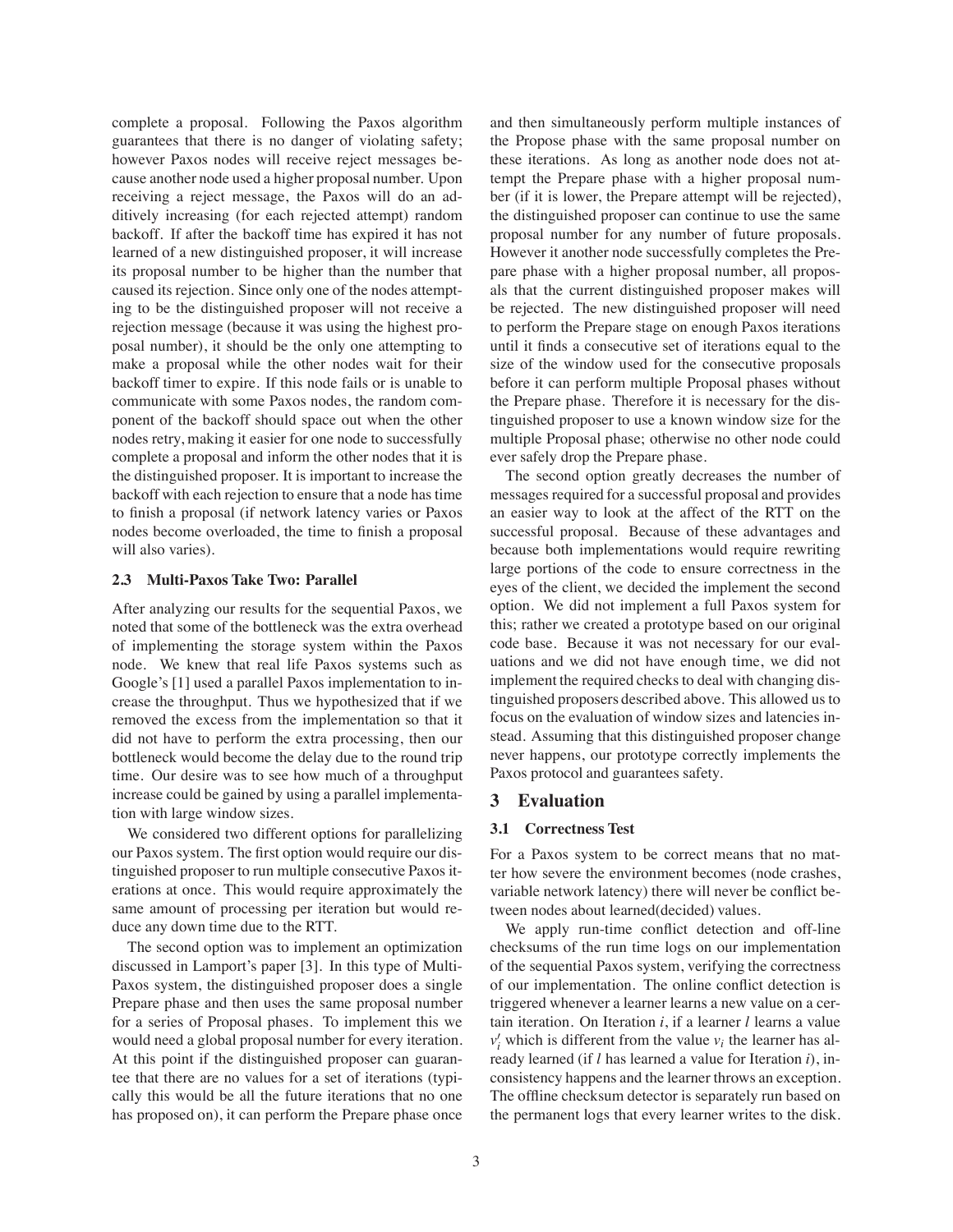complete a proposal. Following the Paxos algorithm guarantees that there is no danger of violating safety; however Paxos nodes will receive reject messages because another node used a higher proposal number. Upon receiving a reject message, the Paxos will do an additively increasing (for each rejected attempt) random backoff. If after the backoff time has expired it has not learned of a new distinguished proposer, it will increase its proposal number to be higher than the number that caused its rejection. Since only one of the nodes attempting to be the distinguished proposer will not receive a rejection message (because it was using the highest proposal number), it should be the only one attempting to make a proposal while the other nodes wait for their backoff timer to expire. If this node fails or is unable to communicate with some Paxos nodes, the random component of the backoff should space out when the other nodes retry, making it easier for one node to successfully complete a proposal and inform the other nodes that it is the distinguished proposer. It is important to increase the backoff with each rejection to ensure that a node has time to finish a proposal (if network latency varies or Paxos nodes become overloaded, the time to finish a proposal will also varies).

### 2.3 Multi-Paxos Take Two: Parallel

After analyzing our results for the sequential Paxos, we noted that some of the bottleneck was the extra overhead of implementing the storage system within the Paxos node. We knew that real life Paxos systems such as Google's [1] used a parallel Paxos implementation to increase the throughput. Thus we hypothesized that if we removed the excess from the implementation so that it did not have to perform the extra processing, then our bottleneck would become the delay due to the round trip time. Our desire was to see how much of a throughput increase could be gained by using a parallel implementation with large window sizes.

We considered two different options for parallelizing our Paxos system. The first option would require our distinguished proposer to run multiple consecutive Paxos iterations at once. This would require approximately the same amount of processing per iteration but would reduce any down time due to the RTT.

The second option was to implement an optimization discussed in Lamport's paper [3]. In this type of Multi-Paxos system, the distinguished proposer does a single Prepare phase and then uses the same proposal number for a series of Proposal phases. To implement this we would need a global proposal number for every iteration. At this point if the distinguished proposer can guarantee that there are no values for a set of iterations (typically this would be all the future iterations that no one has proposed on), it can perform the Prepare phase once and then simultaneously perform multiple instances of the Propose phase with the same proposal number on these iterations. As long as another node does not attempt the Prepare phase with a higher proposal number (if it is lower, the Prepare attempt will be rejected), the distinguished proposer can continue to use the same proposal number for any number of future proposals. However it another node successfully completes the Prepare phase with a higher proposal number, all proposals that the current distinguished proposer makes will be rejected. The new distinguished proposer will need to perform the Prepare stage on enough Paxos iterations until it finds a consecutive set of iterations equal to the size of the window used for the consecutive proposals before it can perform multiple Proposal phases without the Prepare phase. Therefore it is necessary for the distinguished proposer to use a known window size for the multiple Proposal phase; otherwise no other node could ever safely drop the Prepare phase.

The second option greatly decreases the number of messages required for a successful proposal and provides an easier way to look at the affect of the RTT on the successful proposal. Because of these advantages and because both implementations would require rewriting large portions of the code to ensure correctness in the eyes of the client, we decided the implement the second option. We did not implement a full Paxos system for this; rather we created a prototype based on our original code base. Because it was not necessary for our evaluations and we did not have enough time, we did not implement the required checks to deal with changing distinguished proposers described above. This allowed us to focus on the evaluation of window sizes and latencies instead. Assuming that this distinguished proposer change never happens, our prototype correctly implements the Paxos protocol and guarantees safety.

## 3 Evaluation

### 3.1 Correctness Test

For a Paxos system to be correct means that no matter how severe the environment becomes (node crashes, variable network latency) there will never be conflict between nodes about learned(decided) values.

We apply run-time conflict detection and off-line checksums of the run time logs on our implementation of the sequential Paxos system, verifying the correctness of our implementation. The online conflict detection is triggered whenever a learner learns a new value on a certain iteration. On Iteration $i$, if a learner $l$ learns a value $v_i'$ which is different from the value $v_i$ the learner has already learned (if $l$ has learned a value for Iteration $i$), inconsistency happens and the learner throws an exception. The offline checksum detector is separately run based on the permanent logs that every learner writes to the disk.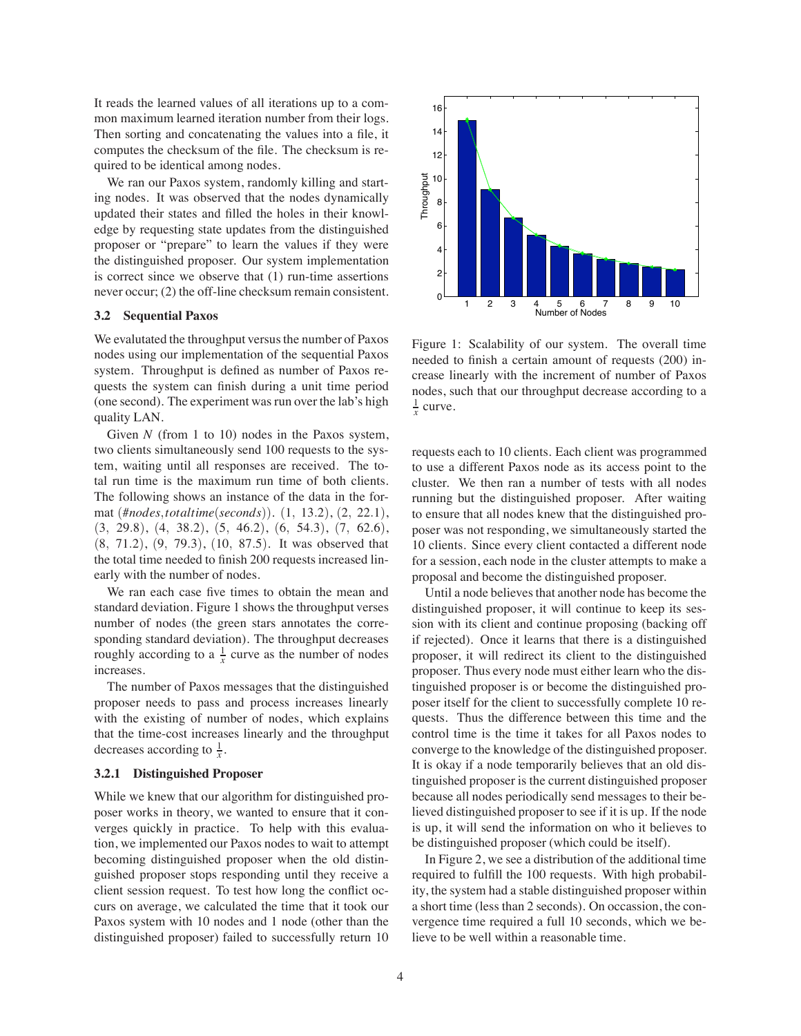It reads the learned values of all iterations up to a common maximum learned iteration number from their logs. Then sorting and concatenating the values into a file, it computes the checksum of the file. The checksum is required to be identical among nodes.

We ran our Paxos system, randomly killing and starting nodes. It was observed that the nodes dynamically updated their states and filled the holes in their knowledge by requesting state updates from the distinguished proposer or "prepare" to learn the values if they were the distinguished proposer. Our system implementation is correct since we observe that (1) run-time assertions never occur; (2) the off-line checksum remain consistent.

### 3.2 Sequential Paxos

We evalutated the throughput versus the number of Paxos nodes using our implementation of the sequential Paxos system. Throughput is defined as number of Paxos requests the system can finish during a unit time period (one second). The experiment was run over the lab's high quality LAN.

Given $N$ (from 1 to 10) nodes in the Paxos system, two clients simultaneously send 100 requests to the system, waiting until all responses are received. The total run time is the maximum run time of both clients. The following shows an instance of the data in the format (*#nodes*,*totaltime*(*seconds*)). (1, 13.2), (2, 22.1), (3, 29.8), (4, 38.2), (5, 46.2), (6, 54.3), (7, 62.6), (8, 71.2), (9, 79.3), (10, 87.5). It was observed that the total time needed to finish 200 requests increased linearly with the number of nodes.

We ran each case five times to obtain the mean and standard deviation. Figure 1 shows the throughput verses number of nodes (the green stars annotates the corresponding standard deviation). The throughput decreases roughly according to a $\frac{1}{x}$ curve as the number of nodes increases.

The number of Paxos messages that the distinguished proposer needs to pass and process increases linearly with the existing of number of nodes, which explains that the time-cost increases linearly and the throughput decreases according to $\frac{1}{x}$.

Figure 1: Scalability of our system. The overall time needed to finish a certain amount of requests (200) increase linearly with the increment of number of Paxos nodes, such that our throughput decrease according to a $\frac{1}{x}$ curve.

#### 3.2.1 Distinguished Proposer

While we knew that our algorithm for distinguished proposer works in theory, we wanted to ensure that it converges quickly in practice. To help with this evaluation, we implemented our Paxos nodes to wait to attempt becoming distinguished proposer when the old distinguished proposer stops responding until they receive a client session request. To test how long the conflict occurs on average, we calculated the time that it took our Paxos system with 10 nodes and 1 node (other than the distinguished proposer) failed to successfully return 10 requests each to 10 clients. Each client was programmed to use a different Paxos node as its access point to the cluster. We then ran a number of tests with all nodes running but the distinguished proposer. After waiting to ensure that all nodes knew that the distinguished proposer was not responding, we simultaneously started the 10 clients. Since every client contacted a different node for a session, each node in the cluster attempts to make a proposal and become the distinguished proposer.

Until a node believes that another node has become the distinguished proposer, it will continue to keep its session with its client and continue proposing (backing off if rejected). Once it learns that there is a distinguished proposer, it will redirect its client to the distinguished proposer. Thus every node must either learn who the distinguished proposer is or become the distinguished proposer itself for the client to successfully complete 10 requests. Thus the difference between this time and the control time is the time it takes for all Paxos nodes to converge to the knowledge of the distinguished proposer. It is okay if a node temporarily believes that an old distinguished proposer is the current distinguished proposer because all nodes periodically send messages to their believed distinguished proposer to see if it is up. If the node is up, it will send the information on who it believes to be distinguished proposer (which could be itself).

In Figure 2, we see a distribution of the additional time required to fulfill the 100 requests. With high probability, the system had a stable distinguished proposer within a short time (less than 2 seconds). On occassion, the convergence time required a full 10 seconds, which we believe to be well within a reasonable time.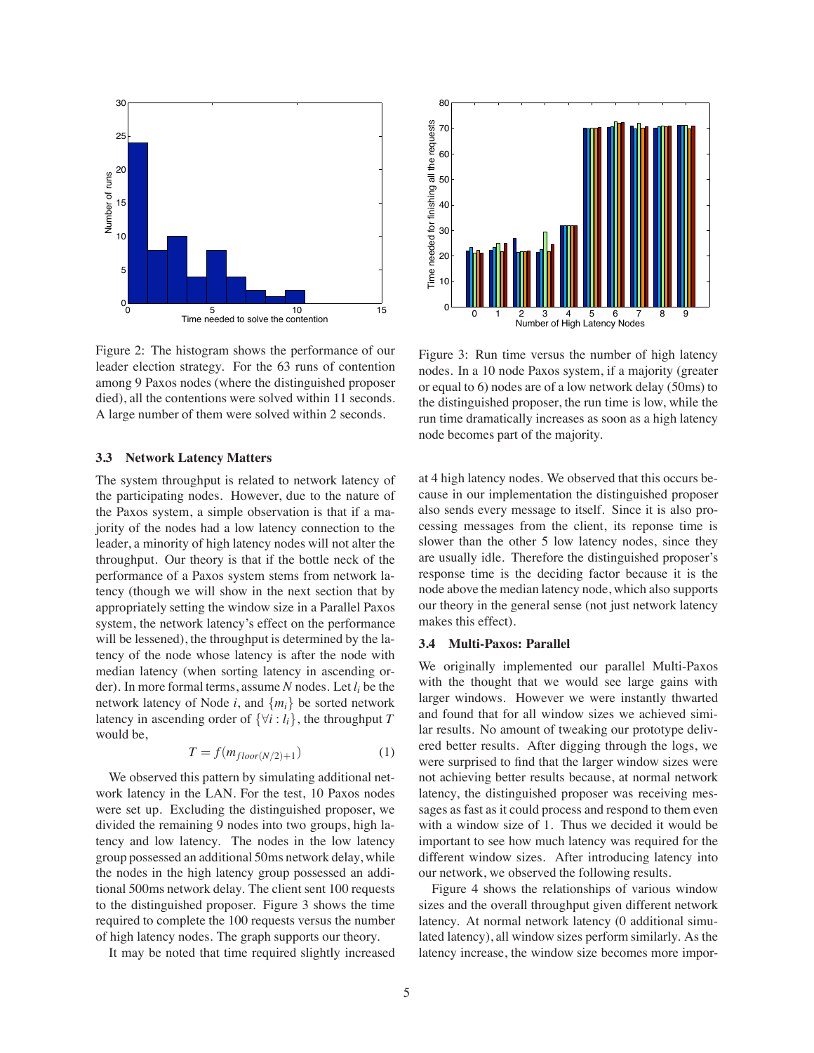Figure 2: The histogram shows the performance of our leader election strategy. For the 63 runs of contention among 9 Paxos nodes (where the distinguished proposer died), all the contentions were solved within 11 seconds. A large number of them were solved within 2 seconds.

Figure 3: Run time versus the number of high latency nodes. In a 10 node Paxos system, if a majority (greater or equal to 6) nodes are of a low network delay (50ms) to the distinguished proposer, the run time is low, while the run time dramatically increases as soon as a high latency node becomes part of the majority.

### 3.3 Network Latency Matters

The system throughput is related to network latency of the participating nodes. However, due to the nature of the Paxos system, a simple observation is that if a majority of the nodes had a low latency connection to the leader, a minority of high latency nodes will not alter the throughput. Our theory is that if the bottle neck of the performance of a Paxos system stems from network latency (though we will show in the next section that by appropriately setting the window size in a Parallel Paxos system, the network latency's effect on the performance will be lessened), the throughput is determined by the latency of the node whose latency is after the node with median latency (when sorting latency in ascending order). In more formal terms, assume $N$ nodes. Let $l_i$ be the network latency of Node $i$, and $\{m_i\}$ be sorted network latency in ascending order of $\{\forall i : l_i\}$, the throughput $T$ would be,

$$T = f(m_{floor(N/2)+1}) \tag{1}$$

We observed this pattern by simulating additional network latency in the LAN. For the test, 10 Paxos nodes were set up. Excluding the distinguished proposer, we divided the remaining 9 nodes into two groups, high latency and low latency. The nodes in the low latency group possessed an additional 50ms network delay, while the nodes in the high latency group possessed an additional 500ms network delay. The client sent 100 requests to the distinguished proposer. Figure 3 shows the time required to complete the 100 requests versus the number of high latency nodes. The graph supports our theory.

It may be noted that time required slightly increased at 4 high latency nodes. We observed that this occurs because in our implementation the distinguished proposer also sends every message to itself. Since it is also processing messages from the client, its reponse time is slower than the other 5 low latency nodes, since they are usually idle. Therefore the distinguished proposer's response time is the deciding factor because it is the node above the median latency node, which also supports our theory in the general sense (not just network latency makes this effect).

### 3.4 Multi-Paxos: Parallel

We originally implemented our parallel Multi-Paxos with the thought that we would see large gains with larger windows. However we were instantly thwarted and found that for all window sizes we achieved similar results. No amount of tweaking our prototype delivered better results. After digging through the logs, we were surprised to find that the larger window sizes were not achieving better results because, at normal network latency, the distinguished proposer was receiving messages as fast as it could process and respond to them even with a window size of 1. Thus we decided it would be important to see how much latency was required for the different window sizes. After introducing latency into our network, we observed the following results.

Figure 4 shows the relationships of various window sizes and the overall throughput given different network latency. At normal network latency (0 additional simulated latency), all window sizes perform similarly. As the latency increase, the window size becomes more impor-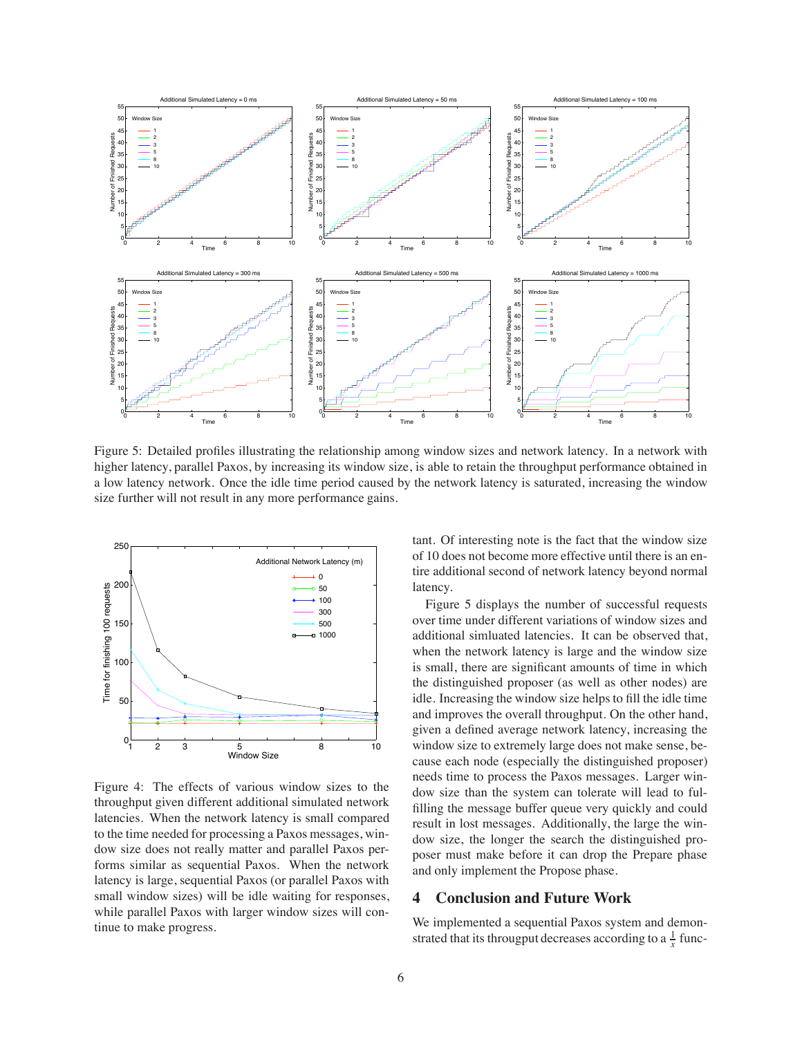Figure 5: Detailed profiles illustrating the relationship among window sizes and network latency. In a network with higher latency, parallel Paxos, by increasing its window size, is able to retain the throughput performance obtained in a low latency network. Once the idle time period caused by the network latency is saturated, increasing the window size further will not result in any more performance gains.

Figure 4: The effects of various window sizes to the throughput given different additional simulated network latencies. When the network latency is small compared to the time needed for processing a Paxos messages, window size does not really matter and parallel Paxos performs similar as sequential Paxos. When the network latency is large, sequential Paxos (or parallel Paxos with small window sizes) will be idle waiting for responses, while parallel Paxos with larger window sizes will continue to make progress.

tant. Of interesting note is the fact that the window size of 10 does not become more effective until there is an entire additional second of network latency beyond normal latency.

Figure 5 displays the number of successful requests over time under different variations of window sizes and additional simluated latencies. It can be observed that, when the network latency is large and the window size is small, there are significant amounts of time in which the distinguished proposer (as well as other nodes) are idle. Increasing the window size helps to fill the idle time and improves the overall throughput. On the other hand, given a defined average network latency, increasing the window size to extremely large does not make sense, because each node (especially the distinguished proposer) needs time to process the Paxos messages. Larger window size than the system can tolerate will lead to fulfilling the message buffer queue very quickly and could result in lost messages. Additionally, the large the window size, the longer the search the distinguished proposer must make before it can drop the Prepare phase and only implement the Propose phase.

## 4 Conclusion and Future Work

We implemented a sequential Paxos system and demonstrated that its througput decreases according to a $\frac{1}{x}$ func-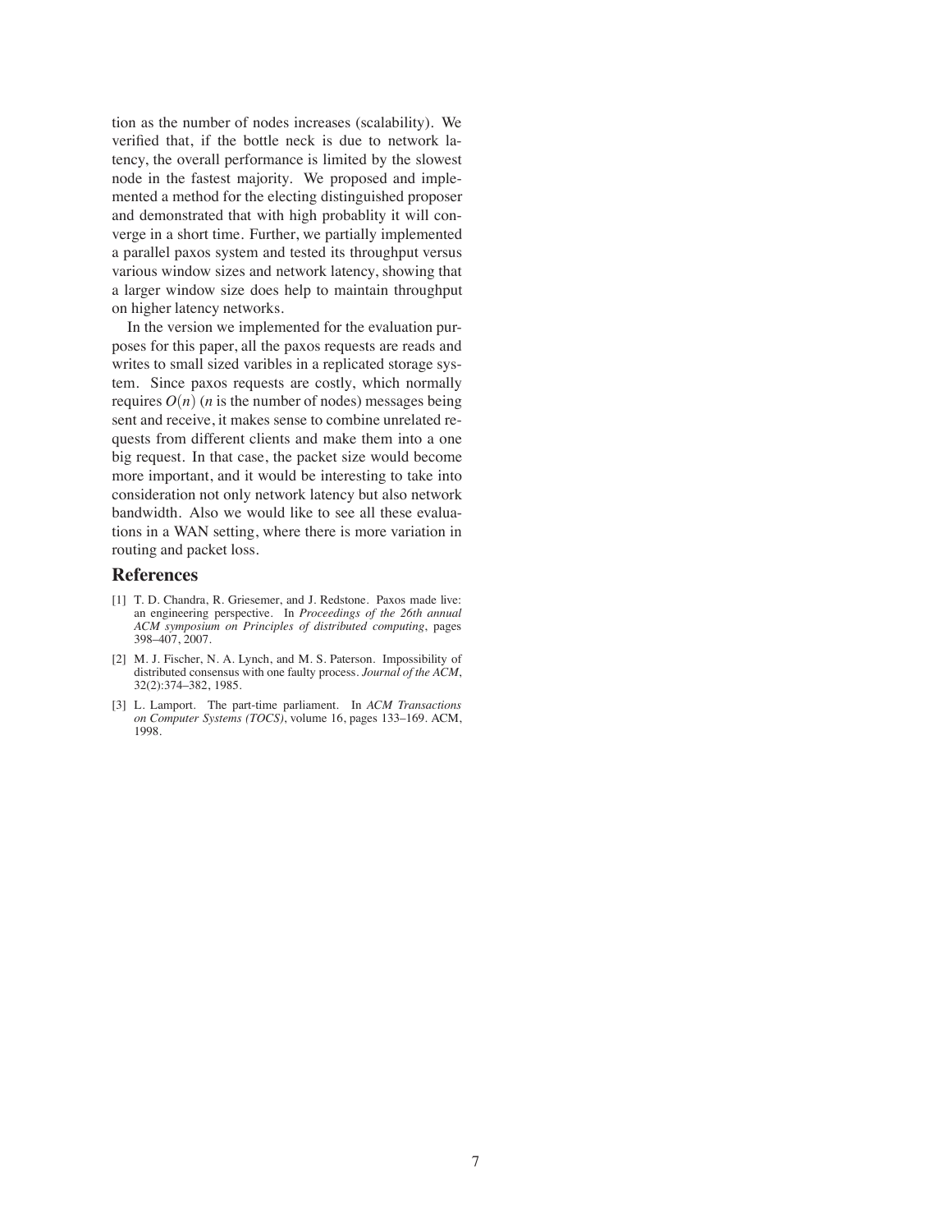tion as the number of nodes increases (scalability). We verified that, if the bottle neck is due to network latency, the overall performance is limited by the slowest node in the fastest majority. We proposed and implemented a method for the electing distinguished proposer and demonstrated that with high probablity it will converge in a short time. Further, we partially implemented a parallel paxos system and tested its throughput versus various window sizes and network latency, showing that a larger window size does help to maintain throughput on higher latency networks.

In the version we implemented for the evaluation purposes for this paper, all the paxos requests are reads and writes to small sized varibles in a replicated storage system. Since paxos requests are costly, which normally requires $O(n)$ ($n$ is the number of nodes) messages being sent and receive, it makes sense to combine unrelated requests from different clients and make them into a one big request. In that case, the packet size would become more important, and it would be interesting to take into consideration not only network latency but also network bandwidth. Also we would like to see all these evaluations in a WAN setting, where there is more variation in routing and packet loss.

## References

[1] T. D. Chandra, R. Griesemer, and J. Redstone. Paxos made live: an engineering perspective. In *Proceedings of the 26th annual ACM symposium on Principles of distributed computing*, pages 398–407, 2007.

[2] M. J. Fischer, N. A. Lynch, and M. S. Paterson. Impossibility of distributed consensus with one faulty process. *Journal of the ACM*, 32(2):374–382, 1985.

[3] L. Lamport. The part-time parliament. In *ACM Transactions on Computer Systems (TOCS)*, volume 16, pages 133–169. ACM, 1998.